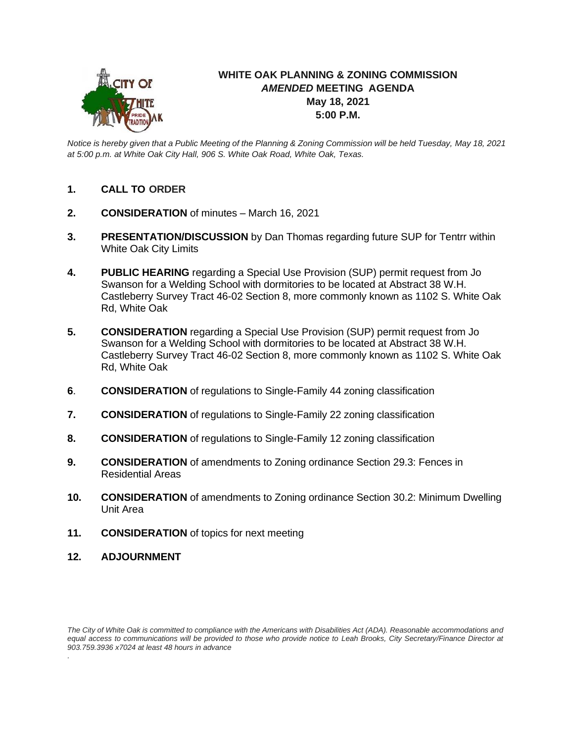# WHITE OAK PLANNING & ZONING COMMISSION
## *AMENDED* MEETING AGENDA
**May 18, 2021**
**5:00 P.M.**

*Notice is hereby given that a Public Meeting of the Planning & Zoning Commission will be held Tuesday, May 18, 2021 at 5:00 p.m. at White Oak City Hall, 906 S. White Oak Road, White Oak, Texas.*

1. **CALL TO ORDER**

2. **CONSIDERATION** of minutes – March 16, 2021

3. **PRESENTATION/DISCUSSION** by Dan Thomas regarding future SUP for Tentrr within White Oak City Limits

4. **PUBLIC HEARING** regarding a Special Use Provision (SUP) permit request from Jo Swanson for a Welding School with dormitories to be located at Abstract 38 W.H. Castleberry Survey Tract 46-02 Section 8, more commonly known as 1102 S. White Oak Rd, White Oak

5. **CONSIDERATION** regarding a Special Use Provision (SUP) permit request from Jo Swanson for a Welding School with dormitories to be located at Abstract 38 W.H. Castleberry Survey Tract 46-02 Section 8, more commonly known as 1102 S. White Oak Rd, White Oak

6. **CONSIDERATION** of regulations to Single-Family 44 zoning classification

7. **CONSIDERATION** of regulations to Single-Family 22 zoning classification

8. **CONSIDERATION** of regulations to Single-Family 12 zoning classification

9. **CONSIDERATION** of amendments to Zoning ordinance Section 29.3: Fences in Residential Areas

10. **CONSIDERATION** of amendments to Zoning ordinance Section 30.2: Minimum Dwelling Unit Area

11. **CONSIDERATION** of topics for next meeting

12. **ADJOURNMENT**

*The City of White Oak is committed to compliance with the Americans with Disabilities Act (ADA). Reasonable accommodations and equal access to communications will be provided to those who provide notice to Leah Brooks, City Secretary/Finance Director at 903.759.3936 x7024 at least 48 hours in advance*

*.*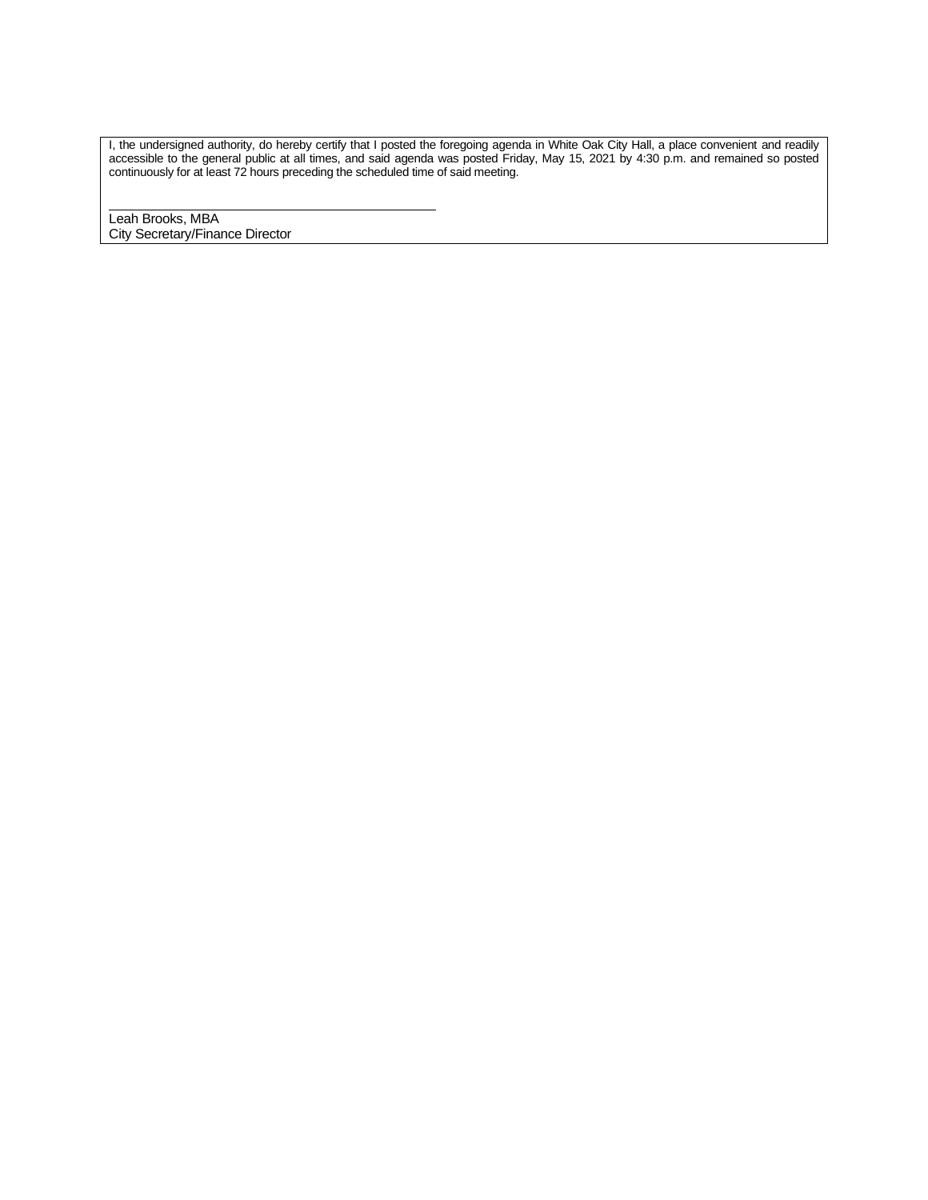I, the undersigned authority, do hereby certify that I posted the foregoing agenda in White Oak City Hall, a place convenient and readily accessible to the general public at all times, and said agenda was posted Friday, May 15, 2021 by 4:30 p.m. and remained so posted continuously for at least 72 hours preceding the scheduled time of said meeting.

\_\_\_\_\_\_\_\_\_\_\_\_\_\_\_\_\_\_\_\_\_\_\_\_\_\_\_\_\_\_\_\_\_\_\_\_\_\_\_\_

Leah Brooks, MBA
City Secretary/Finance Director